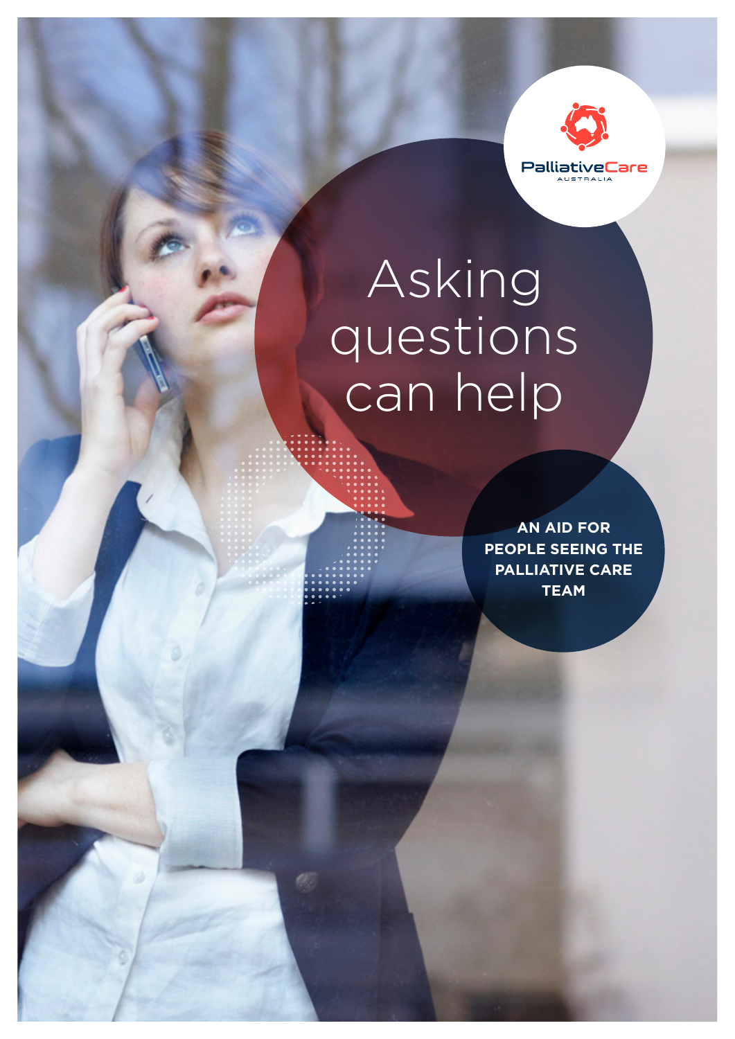PalliativeCare
AUSTRALIA

# Asking questions can help

**AN AID FOR PEOPLE SEEING THE PALLIATIVE CARE TEAM**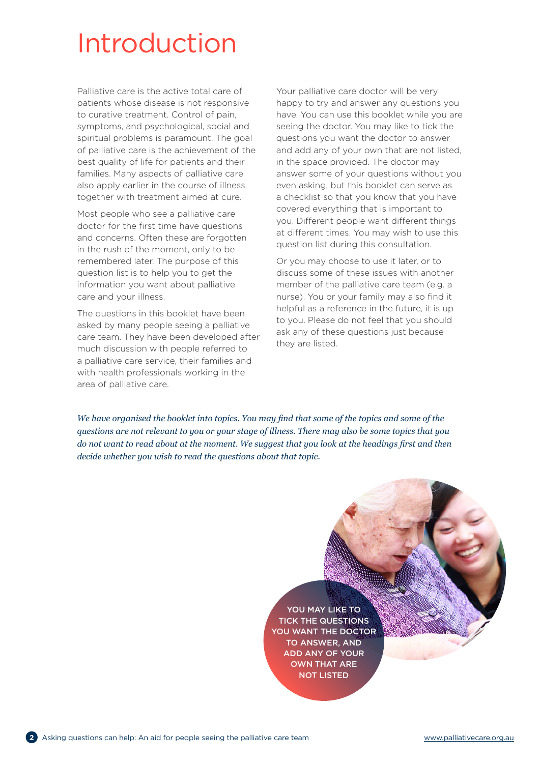# Introduction

Palliative care is the active total care of patients whose disease is not responsive to curative treatment. Control of pain, symptoms, and psychological, social and spiritual problems is paramount. The goal of palliative care is the achievement of the best quality of life for patients and their families. Many aspects of palliative care also apply earlier in the course of illness, together with treatment aimed at cure.

Most people who see a palliative care doctor for the first time have questions and concerns. Often these are forgotten in the rush of the moment, only to be remembered later. The purpose of this question list is to help you to get the information you want about palliative care and your illness.

The questions in this booklet have been asked by many people seeing a palliative care team. They have been developed after much discussion with people referred to a palliative care service, their families and with health professionals working in the area of palliative care.

Your palliative care doctor will be very happy to try and answer any questions you have. You can use this booklet while you are seeing the doctor. You may like to tick the questions you want the doctor to answer and add any of your own that are not listed, in the space provided. The doctor may answer some of your questions without you even asking, but this booklet can serve as a checklist so that you know that you have covered everything that is important to you. Different people want different things at different times. You may wish to use this question list during this consultation.

Or you may choose to use it later, or to discuss some of these issues with another member of the palliative care team (e.g. a nurse). You or your family may also find it helpful as a reference in the future, it is up to you. Please do not feel that you should ask any of these questions just because they are listed.

*We have organised the booklet into topics. You may find that some of the topics and some of the questions are not relevant to you or your stage of illness. There may also be some topics that you do not want to read about at the moment. We suggest that you look at the headings first and then decide whether you wish to read the questions about that topic.*

YOU MAY LIKE TO TICK THE QUESTIONS YOU WANT THE DOCTOR TO ANSWER, AND ADD ANY OF YOUR OWN THAT ARE NOT LISTED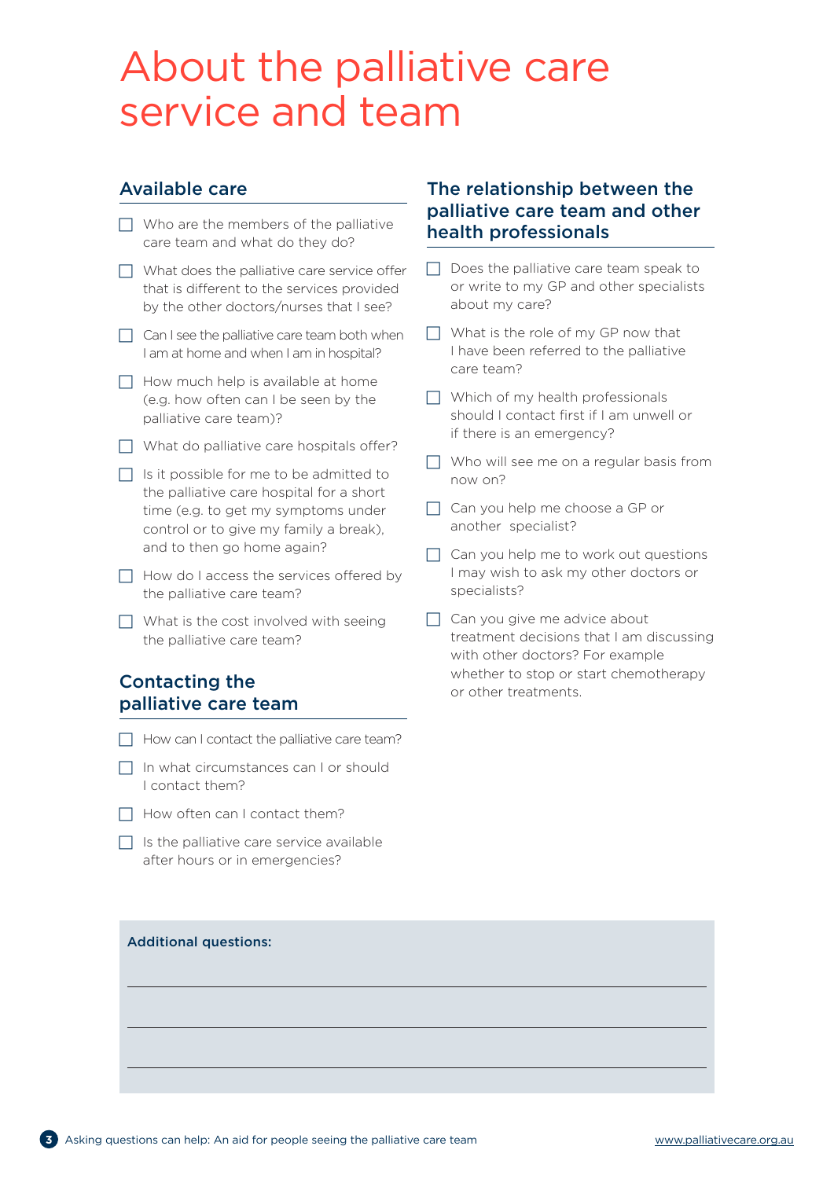# About the palliative care service and team

## Available care

- [ ] Who are the members of the palliative care team and what do they do?
- [ ] What does the palliative care service offer that is different to the services provided by the other doctors/nurses that I see?
- [ ] Can I see the palliative care team both when I am at home and when I am in hospital?
- [ ] How much help is available at home (e.g. how often can I be seen by the palliative care team)?
- [ ] What do palliative care hospitals offer?
- [ ] Is it possible for me to be admitted to the palliative care hospital for a short time (e.g. to get my symptoms under control or to give my family a break), and to then go home again?
- [ ] How do I access the services offered by the palliative care team?
- [ ] What is the cost involved with seeing the palliative care team?

## Contacting the palliative care team

- [ ] How can I contact the palliative care team?
- [ ] In what circumstances can I or should I contact them?
- [ ] How often can I contact them?
- [ ] Is the palliative care service available after hours or in emergencies?

## The relationship between the palliative care team and other health professionals

- [ ] Does the palliative care team speak to or write to my GP and other specialists about my care?
- [ ] What is the role of my GP now that I have been referred to the palliative care team?
- [ ] Which of my health professionals should I contact first if I am unwell or if there is an emergency?
- [ ] Who will see me on a regular basis from now on?
- [ ] Can you help me choose a GP or another specialist?
- [ ] Can you help me to work out questions I may wish to ask my other doctors or specialists?
- [ ] Can you give me advice about treatment decisions that I am discussing with other doctors? For example whether to stop or start chemotherapy or other treatments.

**Additional questions:**

______________________________________________

______________________________________________

______________________________________________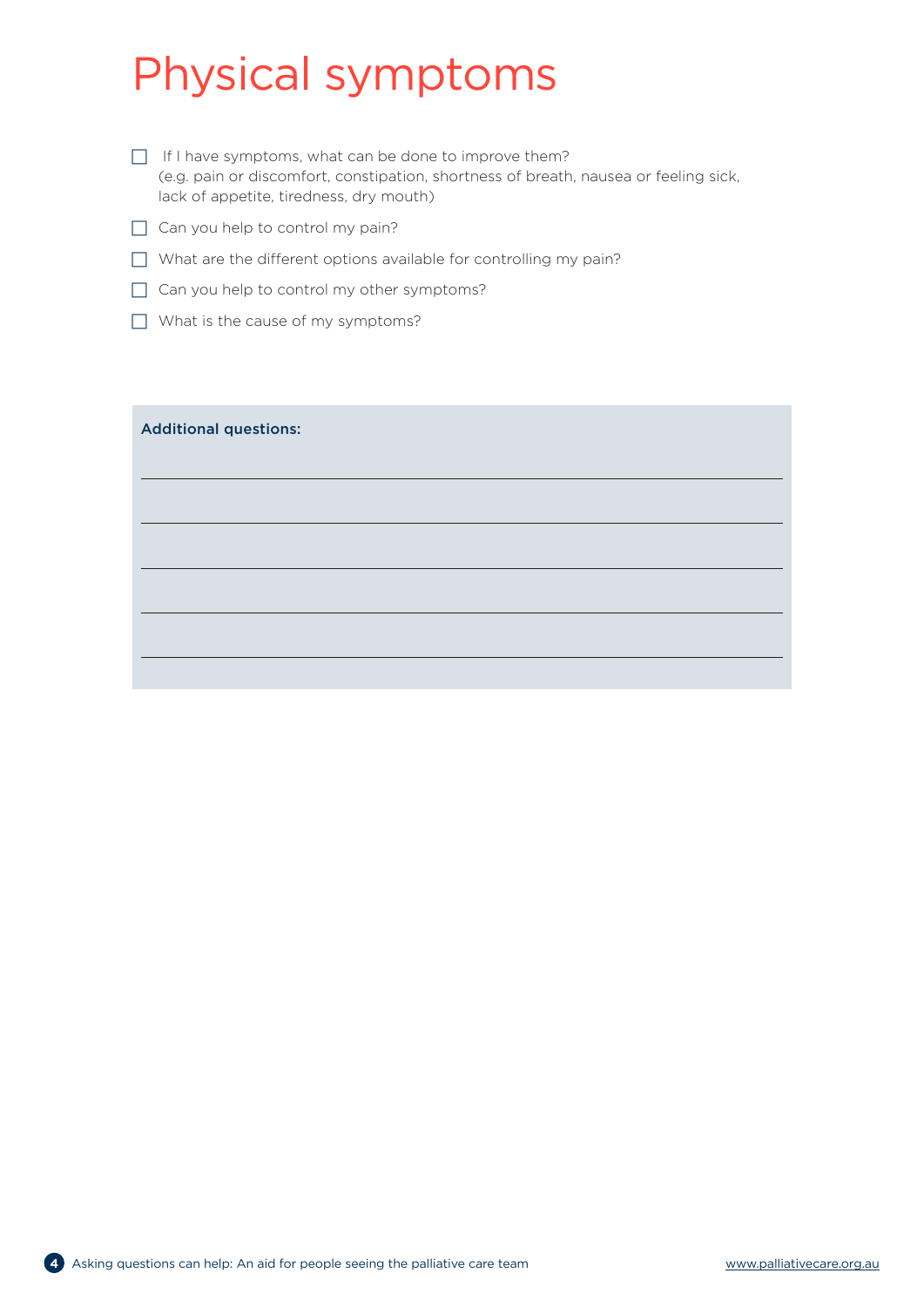# Physical symptoms

- [ ] If I have symptoms, what can be done to improve them? (e.g. pain or discomfort, constipation, shortness of breath, nausea or feeling sick, lack of appetite, tiredness, dry mouth)
- [ ] Can you help to control my pain?
- [ ] What are the different options available for controlling my pain?
- [ ] Can you help to control my other symptoms?
- [ ] What is the cause of my symptoms?

**Additional questions:**

\_\_\_\_\_\_\_\_\_\_\_\_\_\_\_\_\_\_\_\_\_\_\_\_\_\_\_\_\_\_\_\_\_\_\_\_\_\_\_\_

\_\_\_\_\_\_\_\_\_\_\_\_\_\_\_\_\_\_\_\_\_\_\_\_\_\_\_\_\_\_\_\_\_\_\_\_\_\_\_\_

\_\_\_\_\_\_\_\_\_\_\_\_\_\_\_\_\_\_\_\_\_\_\_\_\_\_\_\_\_\_\_\_\_\_\_\_\_\_\_\_

\_\_\_\_\_\_\_\_\_\_\_\_\_\_\_\_\_\_\_\_\_\_\_\_\_\_\_\_\_\_\_\_\_\_\_\_\_\_\_\_

\_\_\_\_\_\_\_\_\_\_\_\_\_\_\_\_\_\_\_\_\_\_\_\_\_\_\_\_\_\_\_\_\_\_\_\_\_\_\_\_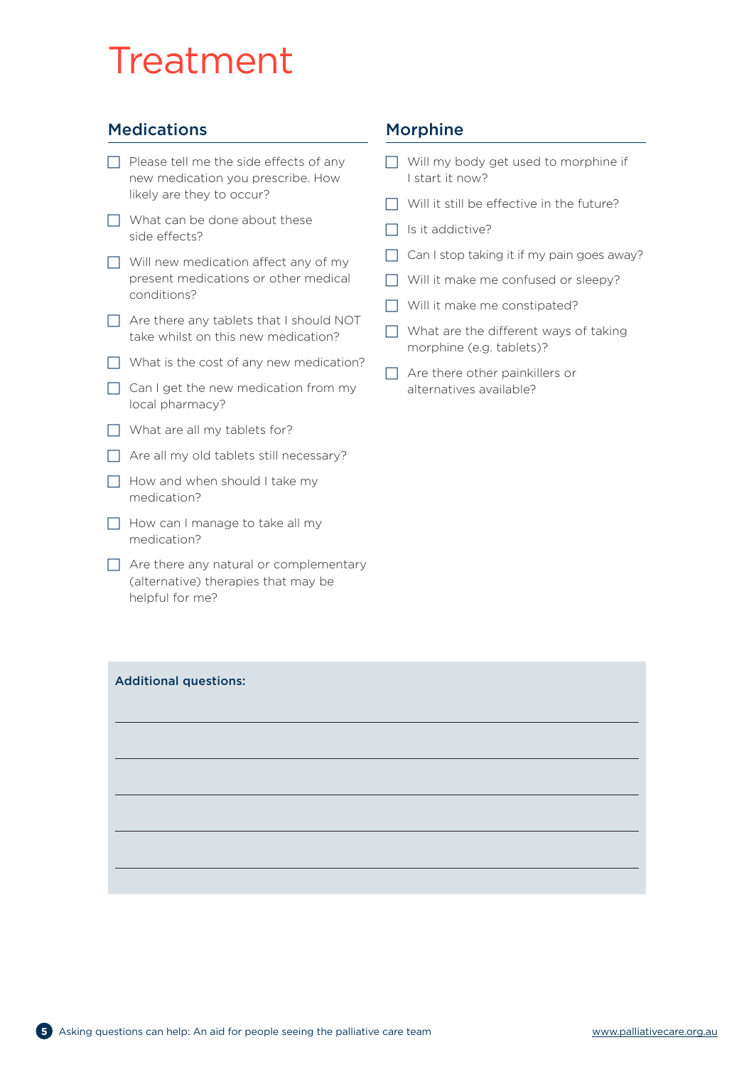# Treatment

## Medications

- [ ] Please tell me the side effects of any new medication you prescribe. How likely are they to occur?
- [ ] What can be done about these side effects?
- [ ] Will new medication affect any of my present medications or other medical conditions?
- [ ] Are there any tablets that I should NOT take whilst on this new medication?
- [ ] What is the cost of any new medication?
- [ ] Can I get the new medication from my local pharmacy?
- [ ] What are all my tablets for?
- [ ] Are all my old tablets still necessary?
- [ ] How and when should I take my medication?
- [ ] How can I manage to take all my medication?
- [ ] Are there any natural or complementary (alternative) therapies that may be helpful for me?

## Morphine

- [ ] Will my body get used to morphine if I start it now?
- [ ] Will it still be effective in the future?
- [ ] Is it addictive?
- [ ] Can I stop taking it if my pain goes away?
- [ ] Will it make me confused or sleepy?
- [ ] Will it make me constipated?
- [ ] What are the different ways of taking morphine (e.g. tablets)?
- [ ] Are there other painkillers or alternatives available?

**Additional questions:**

_______________________________________________

_______________________________________________

_______________________________________________

_______________________________________________

_______________________________________________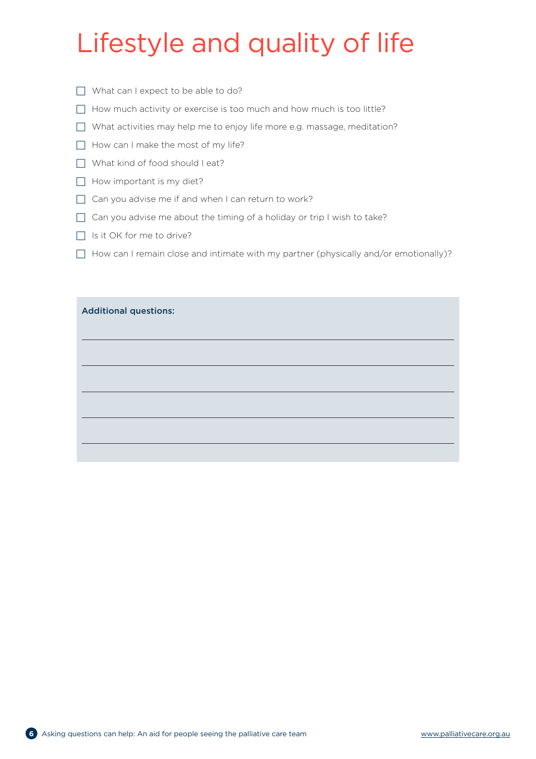# Lifestyle and quality of life

- [ ] What can I expect to be able to do?
- [ ] How much activity or exercise is too much and how much is too little?
- [ ] What activities may help me to enjoy life more e.g. massage, meditation?
- [ ] How can I make the most of my life?
- [ ] What kind of food should I eat?
- [ ] How important is my diet?
- [ ] Can you advise me if and when I can return to work?
- [ ] Can you advise me about the timing of a holiday or trip I wish to take?
- [ ] Is it OK for me to drive?
- [ ] How can I remain close and intimate with my partner (physically and/or emotionally)?

**Additional questions:**

\_\_\_\_\_\_\_\_\_\_\_\_\_\_\_\_\_\_\_\_\_\_\_\_\_\_\_\_\_\_\_\_\_\_\_\_\_\_\_\_

\_\_\_\_\_\_\_\_\_\_\_\_\_\_\_\_\_\_\_\_\_\_\_\_\_\_\_\_\_\_\_\_\_\_\_\_\_\_\_\_

\_\_\_\_\_\_\_\_\_\_\_\_\_\_\_\_\_\_\_\_\_\_\_\_\_\_\_\_\_\_\_\_\_\_\_\_\_\_\_\_

\_\_\_\_\_\_\_\_\_\_\_\_\_\_\_\_\_\_\_\_\_\_\_\_\_\_\_\_\_\_\_\_\_\_\_\_\_\_\_\_

\_\_\_\_\_\_\_\_\_\_\_\_\_\_\_\_\_\_\_\_\_\_\_\_\_\_\_\_\_\_\_\_\_\_\_\_\_\_\_\_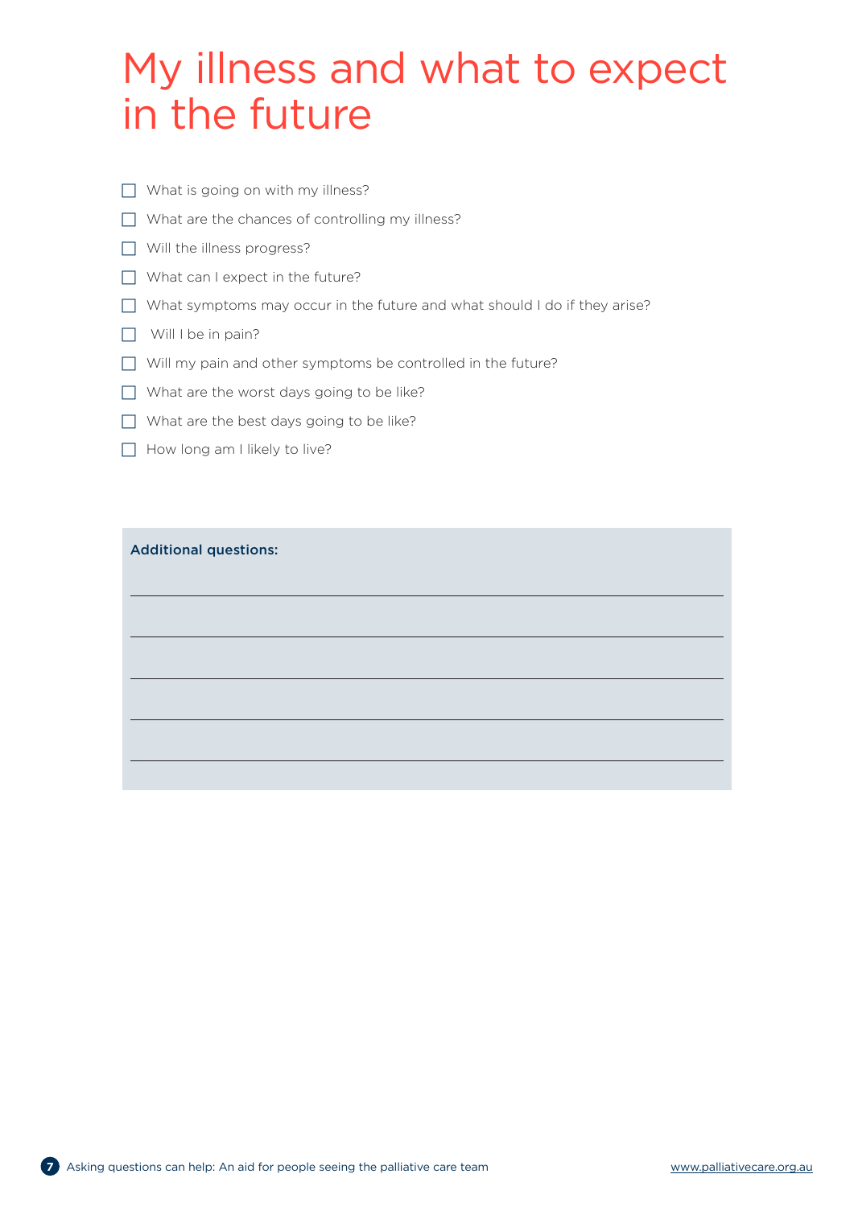# My illness and what to expect in the future

- [ ] What is going on with my illness?
- [ ] What are the chances of controlling my illness?
- [ ] Will the illness progress?
- [ ] What can I expect in the future?
- [ ] What symptoms may occur in the future and what should I do if they arise?
- [ ] Will I be in pain?
- [ ] Will my pain and other symptoms be controlled in the future?
- [ ] What are the worst days going to be like?
- [ ] What are the best days going to be like?
- [ ] How long am I likely to live?

**Additional questions:**

_______________________________________________

_______________________________________________

_______________________________________________

_______________________________________________

_______________________________________________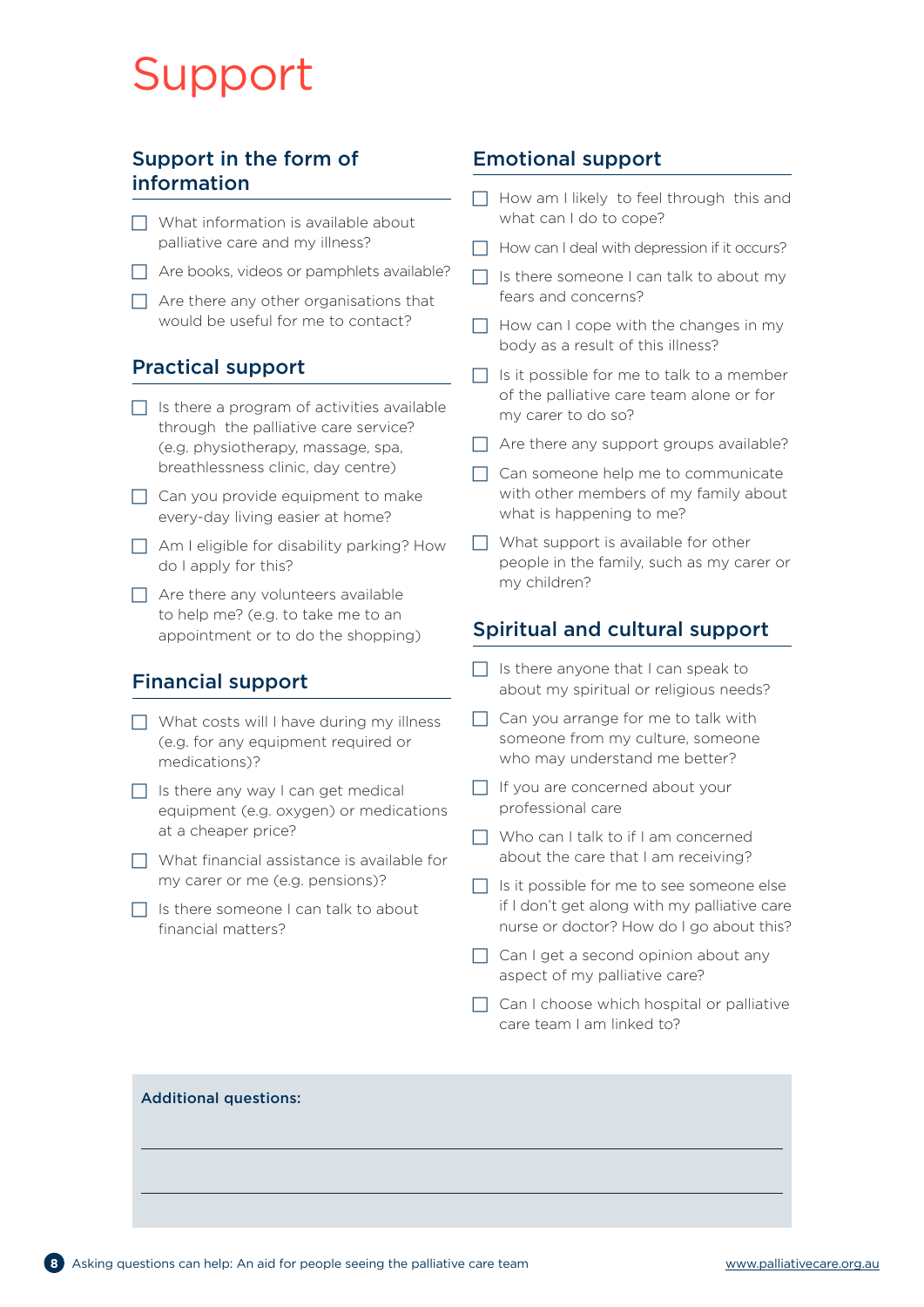# Support

## Support in the form of information

- [ ] What information is available about palliative care and my illness?
- [ ] Are books, videos or pamphlets available?
- [ ] Are there any other organisations that would be useful for me to contact?

## Practical support

- [ ] Is there a program of activities available through the palliative care service? (e.g. physiotherapy, massage, spa, breathlessness clinic, day centre)
- [ ] Can you provide equipment to make every-day living easier at home?
- [ ] Am I eligible for disability parking? How do I apply for this?
- [ ] Are there any volunteers available to help me? (e.g. to take me to an appointment or to do the shopping)

## Financial support

- [ ] What costs will I have during my illness (e.g. for any equipment required or medications)?
- [ ] Is there any way I can get medical equipment (e.g. oxygen) or medications at a cheaper price?
- [ ] What financial assistance is available for my carer or me (e.g. pensions)?
- [ ] Is there someone I can talk to about financial matters?

## Emotional support

- [ ] How am I likely to feel through this and what can I do to cope?
- [ ] How can I deal with depression if it occurs?
- [ ] Is there someone I can talk to about my fears and concerns?
- [ ] How can I cope with the changes in my body as a result of this illness?
- [ ] Is it possible for me to talk to a member of the palliative care team alone or for my carer to do so?
- [ ] Are there any support groups available?
- [ ] Can someone help me to communicate with other members of my family about what is happening to me?
- [ ] What support is available for other people in the family, such as my carer or my children?

## Spiritual and cultural support

- [ ] Is there anyone that I can speak to about my spiritual or religious needs?
- [ ] Can you arrange for me to talk with someone from my culture, someone who may understand me better?
- [ ] If you are concerned about your professional care
- [ ] Who can I talk to if I am concerned about the care that I am receiving?
- [ ] Is it possible for me to see someone else if I don't get along with my palliative care nurse or doctor? How do I go about this?
- [ ] Can I get a second opinion about any aspect of my palliative care?
- [ ] Can I choose which hospital or palliative care team I am linked to?

**Additional questions:**

___________________________________________

___________________________________________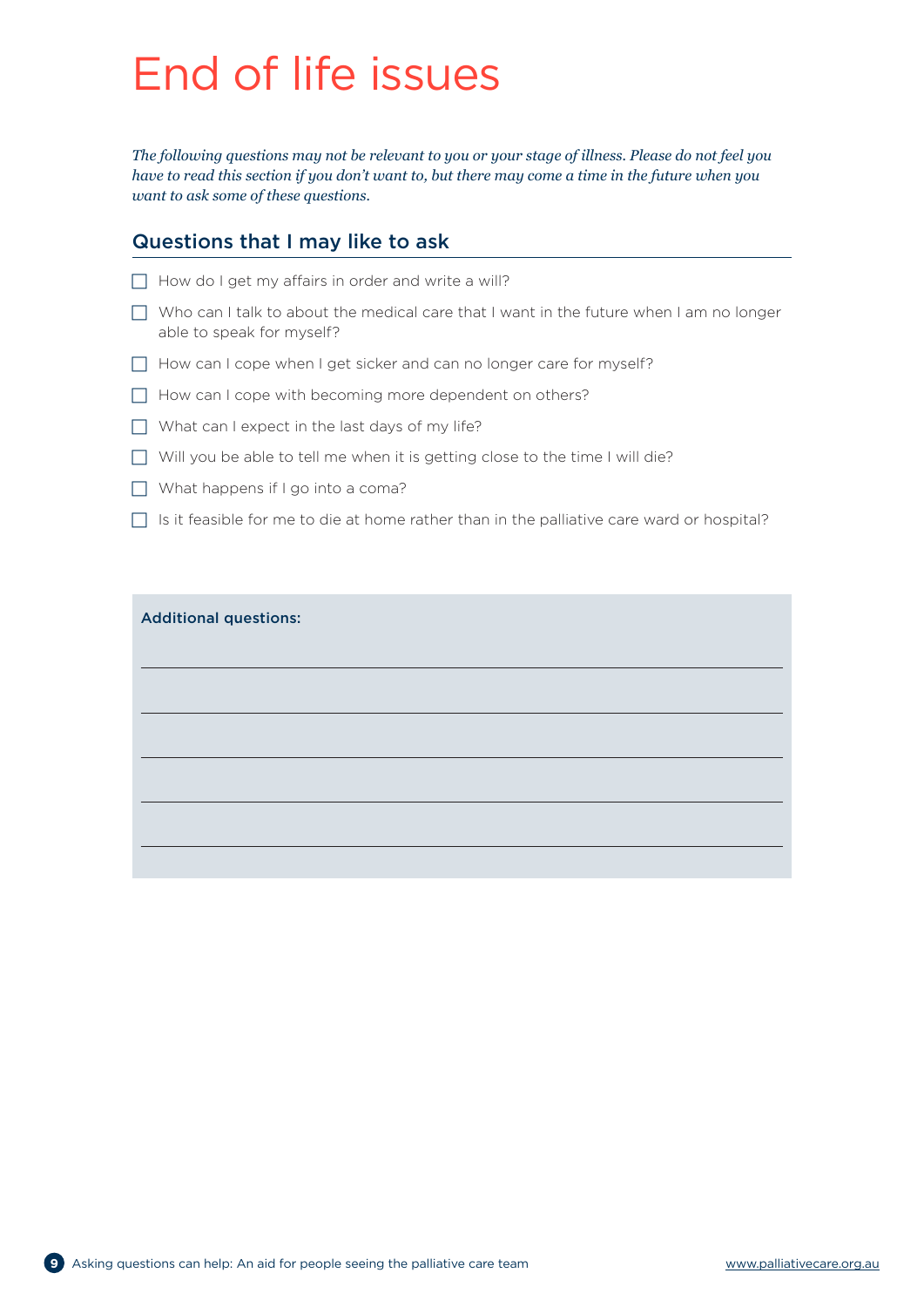# End of life issues

*The following questions may not be relevant to you or your stage of illness. Please do not feel you have to read this section if you don't want to, but there may come a time in the future when you want to ask some of these questions.*

## Questions that I may like to ask

- [ ] How do I get my affairs in order and write a will?
- [ ] Who can I talk to about the medical care that I want in the future when I am no longer able to speak for myself?
- [ ] How can I cope when I get sicker and can no longer care for myself?
- [ ] How can I cope with becoming more dependent on others?
- [ ] What can I expect in the last days of my life?
- [ ] Will you be able to tell me when it is getting close to the time I will die?
- [ ] What happens if I go into a coma?
- [ ] Is it feasible for me to die at home rather than in the palliative care ward or hospital?

**Additional questions:**

_______________________________________________

_______________________________________________

_______________________________________________

_______________________________________________

_______________________________________________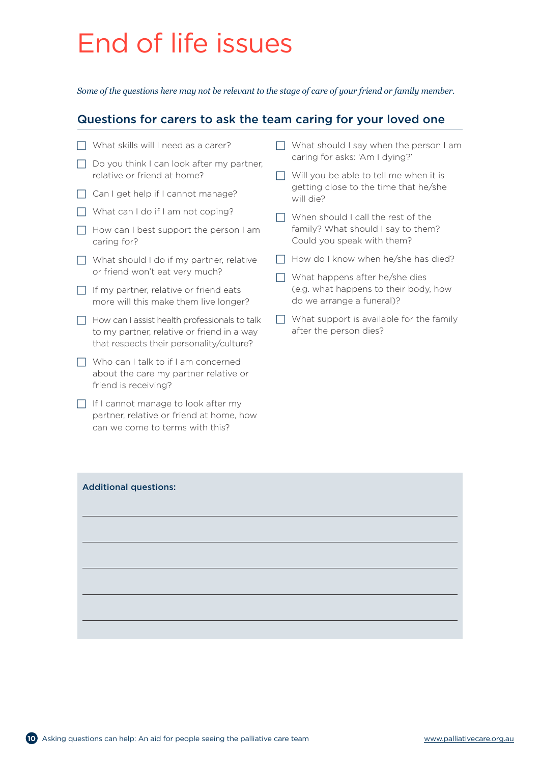# End of life issues

*Some of the questions here may not be relevant to the stage of care of your friend or family member.*

## Questions for carers to ask the team caring for your loved one

- [ ] What skills will I need as a carer?
- [ ] Do you think I can look after my partner, relative or friend at home?
- [ ] Can I get help if I cannot manage?
- [ ] What can I do if I am not coping?
- [ ] How can I best support the person I am caring for?
- [ ] What should I do if my partner, relative or friend won't eat very much?
- [ ] If my partner, relative or friend eats more will this make them live longer?
- [ ] How can I assist health professionals to talk to my partner, relative or friend in a way that respects their personality/culture?
- [ ] Who can I talk to if I am concerned about the care my partner relative or friend is receiving?
- [ ] If I cannot manage to look after my partner, relative or friend at home, how can we come to terms with this?
- [ ] What should I say when the person I am caring for asks: 'Am I dying?'
- [ ] Will you be able to tell me when it is getting close to the time that he/she will die?
- [ ] When should I call the rest of the family? What should I say to them? Could you speak with them?
- [ ] How do I know when he/she has died?
- [ ] What happens after he/she dies (e.g. what happens to their body, how do we arrange a funeral)?
- [ ] What support is available for the family after the person dies?

**Additional questions:**

\_\_\_\_\_\_\_\_\_\_\_\_\_\_\_\_\_\_\_\_\_\_\_\_\_\_\_\_\_\_\_\_\_\_\_\_\_\_\_\_

\_\_\_\_\_\_\_\_\_\_\_\_\_\_\_\_\_\_\_\_\_\_\_\_\_\_\_\_\_\_\_\_\_\_\_\_\_\_\_\_

\_\_\_\_\_\_\_\_\_\_\_\_\_\_\_\_\_\_\_\_\_\_\_\_\_\_\_\_\_\_\_\_\_\_\_\_\_\_\_\_

\_\_\_\_\_\_\_\_\_\_\_\_\_\_\_\_\_\_\_\_\_\_\_\_\_\_\_\_\_\_\_\_\_\_\_\_\_\_\_\_

\_\_\_\_\_\_\_\_\_\_\_\_\_\_\_\_\_\_\_\_\_\_\_\_\_\_\_\_\_\_\_\_\_\_\_\_\_\_\_\_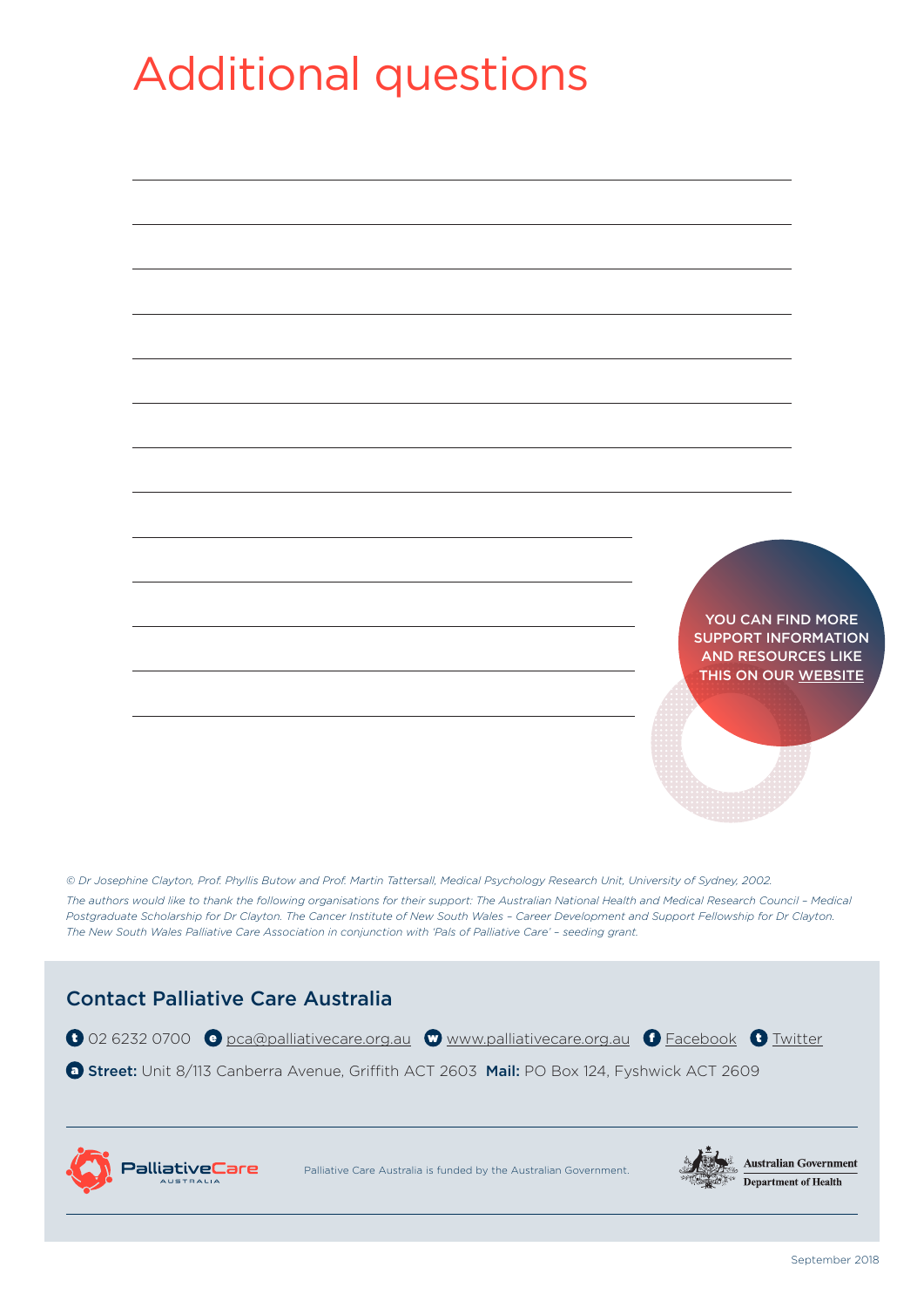# Additional questions

YOU CAN FIND MORE SUPPORT INFORMATION AND RESOURCES LIKE THIS ON OUR WEBSITE

*© Dr Josephine Clayton, Prof. Phyllis Butow and Prof. Martin Tattersall, Medical Psychology Research Unit, University of Sydney, 2002.*

*The authors would like to thank the following organisations for their support: The Australian National Health and Medical Research Council – Medical Postgraduate Scholarship for Dr Clayton. The Cancer Institute of New South Wales – Career Development and Support Fellowship for Dr Clayton. The New South Wales Palliative Care Association in conjunction with 'Pals of Palliative Care' – seeding grant.*

## Contact Palliative Care Australia

t 02 6232 0700 e pca@palliativecare.org.au w www.palliativecare.org.au f Facebook t Twitter

a **Street:** Unit 8/113 Canberra Avenue, Griffith ACT 2603 **Mail:** PO Box 124, Fyshwick ACT 2609

PalliativeCare AUSTRALIA

Palliative Care Australia is funded by the Australian Government.

Australian Government
Department of Health

September 2018